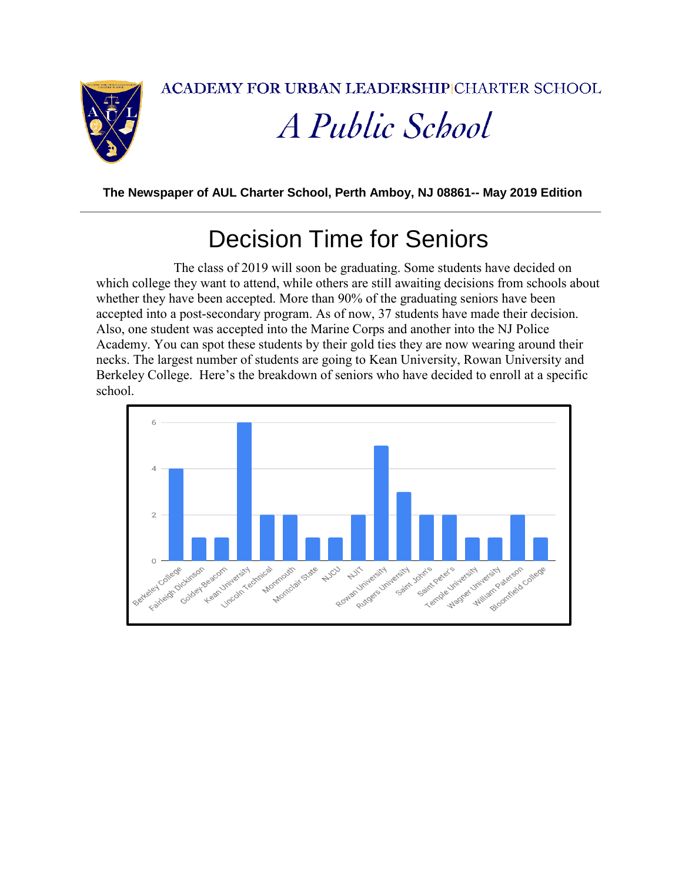ACADEMY FOR URBAN LEADERSHIP | CHARTER SCHOOL

*A Public School*

**The Newspaper of AUL Charter School, Perth Amboy, NJ 08861-- May 2019 Edition**

---

# Decision Time for Seniors

The class of 2019 will soon be graduating. Some students have decided on which college they want to attend, while others are still awaiting decisions from schools about whether they have been accepted. More than 90% of the graduating seniors have been accepted into a post-secondary program. As of now, 37 students have made their decision. Also, one student was accepted into the Marine Corps and another into the NJ Police Academy. You can spot these students by their gold ties they are now wearing around their necks. The largest number of students are going to Kean University, Rowan University and Berkeley College. Here's the breakdown of seniors who have decided to enroll at a specific school.

| School | Students |
|---|---|
| Berkeley College | 4 |
| Fairleigh Dickinson | 1 |
| Goldey-Beacom | 1 |
| Kean University | 6 |
| Lincoln Technical | 2 |
| Monmouth | 2 |
| Montclair State | 1 |
| NJCU | 1 |
| NJIT | 2 |
| Rowan University | 5 |
| Rutgers University | 3 |
| Saint John's | 2 |
| Saint Peter's | 2 |
| Temple University | 1 |
| Wagner University | 1 |
| William Paterson | 2 |
| Bloomfield College | 1 |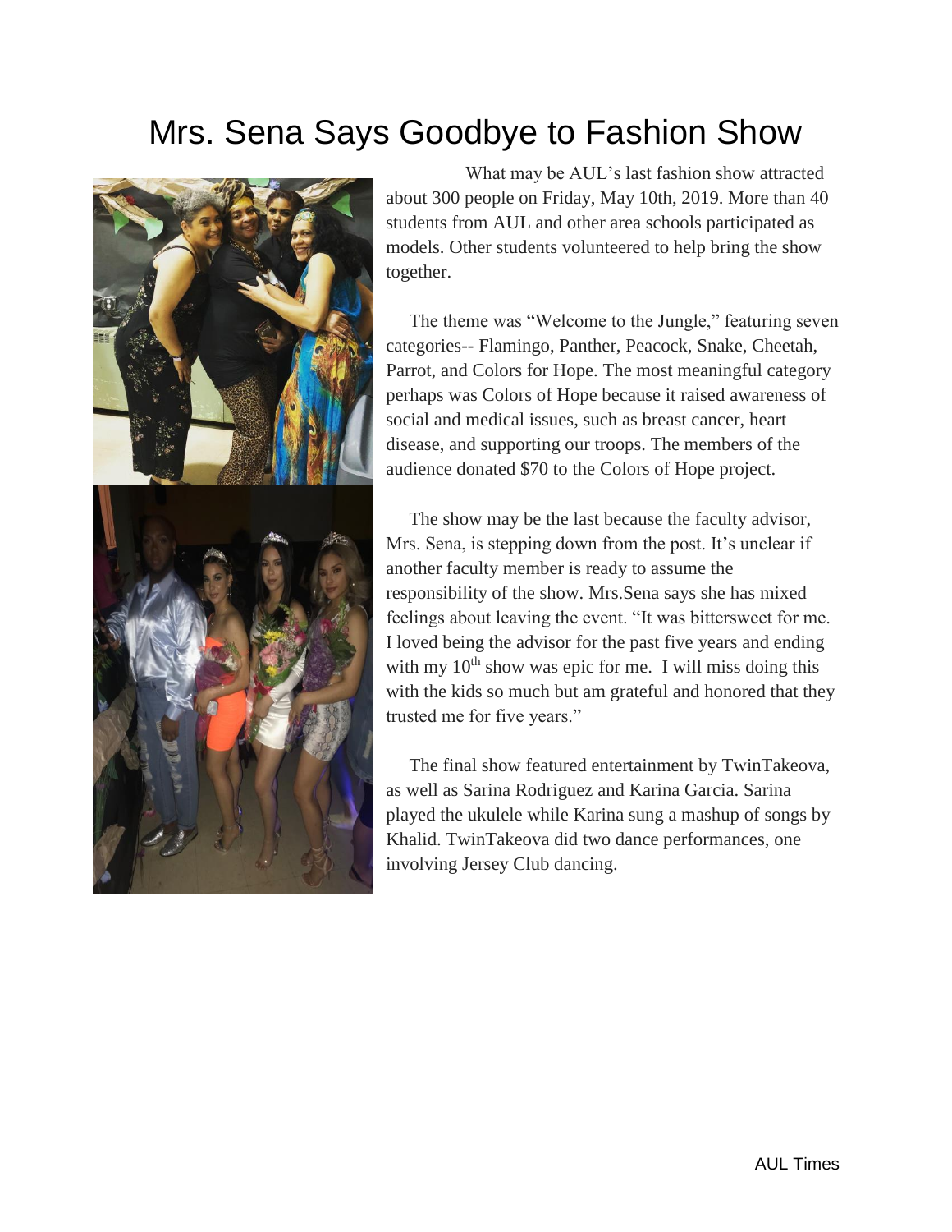# Mrs. Sena Says Goodbye to Fashion Show

What may be AUL's last fashion show attracted about 300 people on Friday, May 10th, 2019. More than 40 students from AUL and other area schools participated as models. Other students volunteered to help bring the show together.

The theme was "Welcome to the Jungle," featuring seven categories-- Flamingo, Panther, Peacock, Snake, Cheetah, Parrot, and Colors for Hope. The most meaningful category perhaps was Colors of Hope because it raised awareness of social and medical issues, such as breast cancer, heart disease, and supporting our troops. The members of the audience donated $70 to the Colors of Hope project.

The show may be the last because the faculty advisor, Mrs. Sena, is stepping down from the post. It's unclear if another faculty member is ready to assume the responsibility of the show. Mrs.Sena says she has mixed feelings about leaving the event. "It was bittersweet for me. I loved being the advisor for the past five years and ending with my 10th show was epic for me. I will miss doing this with the kids so much but am grateful and honored that they trusted me for five years."

The final show featured entertainment by TwinTakeova, as well as Sarina Rodriguez and Karina Garcia. Sarina played the ukulele while Karina sung a mashup of songs by Khalid. TwinTakeova did two dance performances, one involving Jersey Club dancing.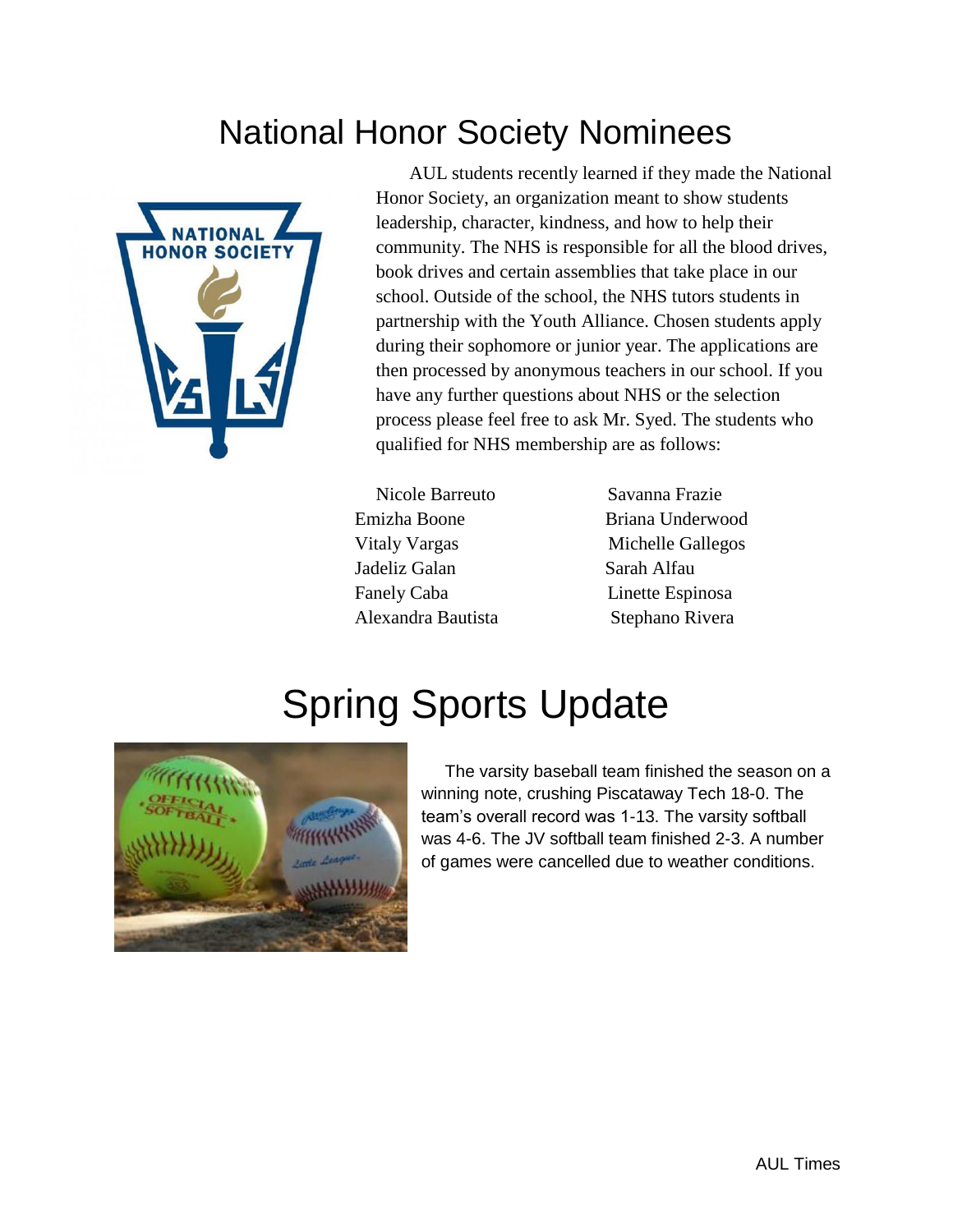# National Honor Society Nominees

AUL students recently learned if they made the National Honor Society, an organization meant to show students leadership, character, kindness, and how to help their community. The NHS is responsible for all the blood drives, book drives and certain assemblies that take place in our school. Outside of the school, the NHS tutors students in partnership with the Youth Alliance. Chosen students apply during their sophomore or junior year. The applications are then processed by anonymous teachers in our school. If you have any further questions about NHS or the selection process please feel free to ask Mr. Syed. The students who qualified for NHS membership are as follows:

- Nicole Barreuto
- Emizha Boone
- Vitaly Vargas
- Jadeliz Galan
- Fanely Caba
- Alexandra Bautista
- Savanna Frazie
- Briana Underwood
- Michelle Gallegos
- Sarah Alfau
- Linette Espinosa
- Stephano Rivera

# Spring Sports Update

The varsity baseball team finished the season on a winning note, crushing Piscataway Tech 18-0. The team's overall record was 1-13. The varsity softball was 4-6. The JV softball team finished 2-3. A number of games were cancelled due to weather conditions.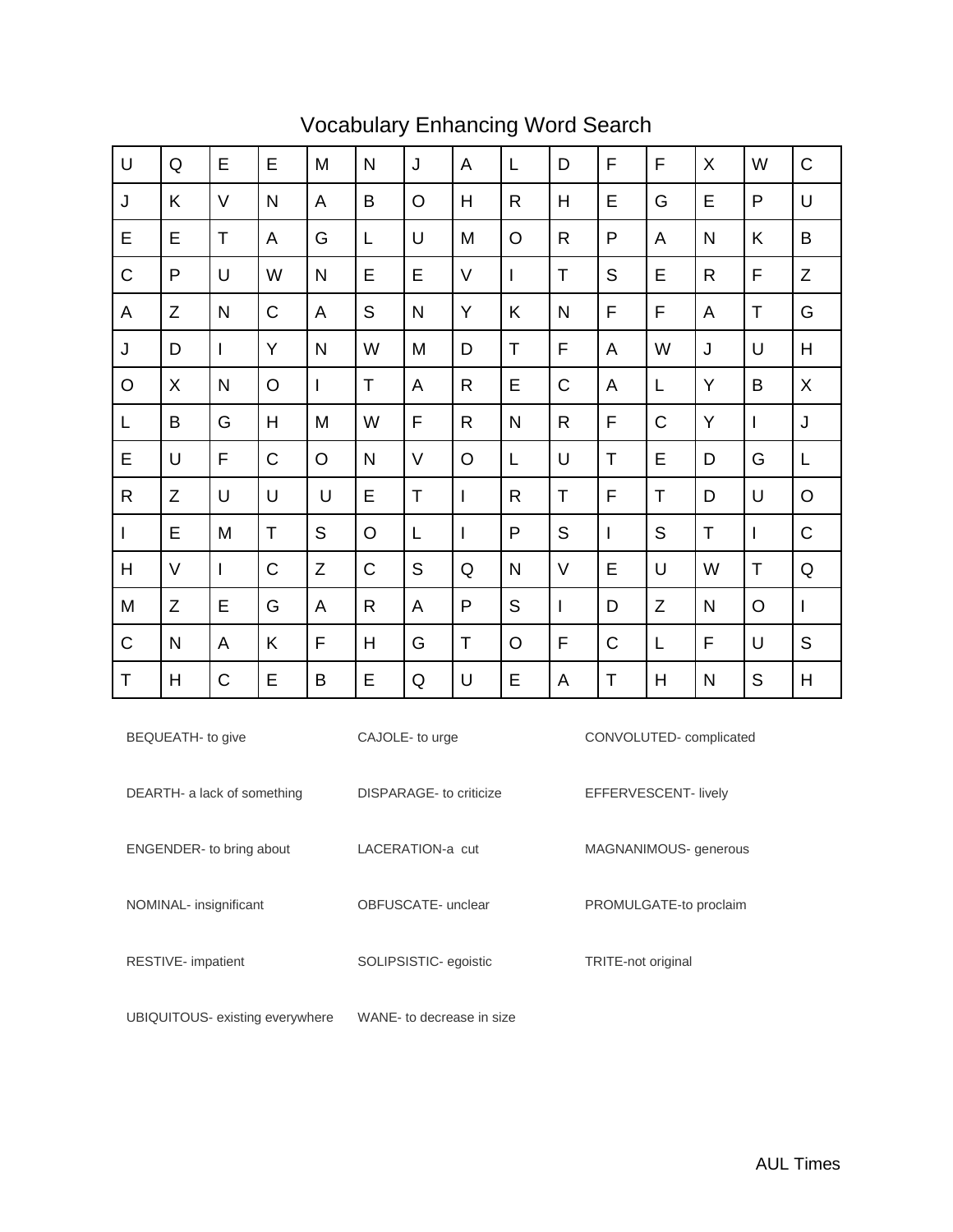# Vocabulary Enhancing Word Search

| U | Q | E | E | M | N | J | A | L | D | F | F | X | W | C |
|---|---|---|---|---|---|---|---|---|---|---|---|---|---|---|
| J | K | V | N | A | B | O | H | R | H | E | G | E | P | U |
| E | E | T | A | G | L | U | M | O | R | P | A | N | K | B |
| C | P | U | W | N | E | E | V | I | T | S | E | R | F | Z |
| A | Z | N | C | A | S | N | Y | K | N | F | F | A | T | G |
| J | D | I | Y | N | W | M | D | T | F | A | W | J | U | H |
| O | X | N | O | I | T | A | R | E | C | A | L | Y | B | X |
| L | B | G | H | M | W | F | R | N | R | F | C | Y | I | J |
| E | U | F | C | O | N | V | O | L | U | T | E | D | G | L |
| R | Z | U | U | U | E | T | I | R | T | F | T | D | U | O |
| I | E | M | T | S | O | L | I | P | S | I | S | T | I | C |
| H | V | I | C | Z | C | S | Q | N | V | E | U | W | T | Q |
| M | Z | E | G | A | R | A | P | S | I | D | Z | N | O | I |
| C | N | A | K | F | H | G | T | O | F | C | L | F | U | S |
| T | H | C | E | B | E | Q | U | E | A | T | H | N | S | H |

BEQUEATH- to give

CAJOLE- to urge

CONVOLUTED- complicated

DEARTH- a lack of something

DISPARAGE- to criticize

EFFERVESCENT- lively

ENGENDER- to bring about

LACERATION-a cut

MAGNANIMOUS- generous

NOMINAL- insignificant

OBFUSCATE- unclear

PROMULGATE-to proclaim

RESTIVE- impatient

SOLIPSISTIC- egoistic

TRITE-not original

UBIQUITOUS- existing everywhere

WANE- to decrease in size

AUL Times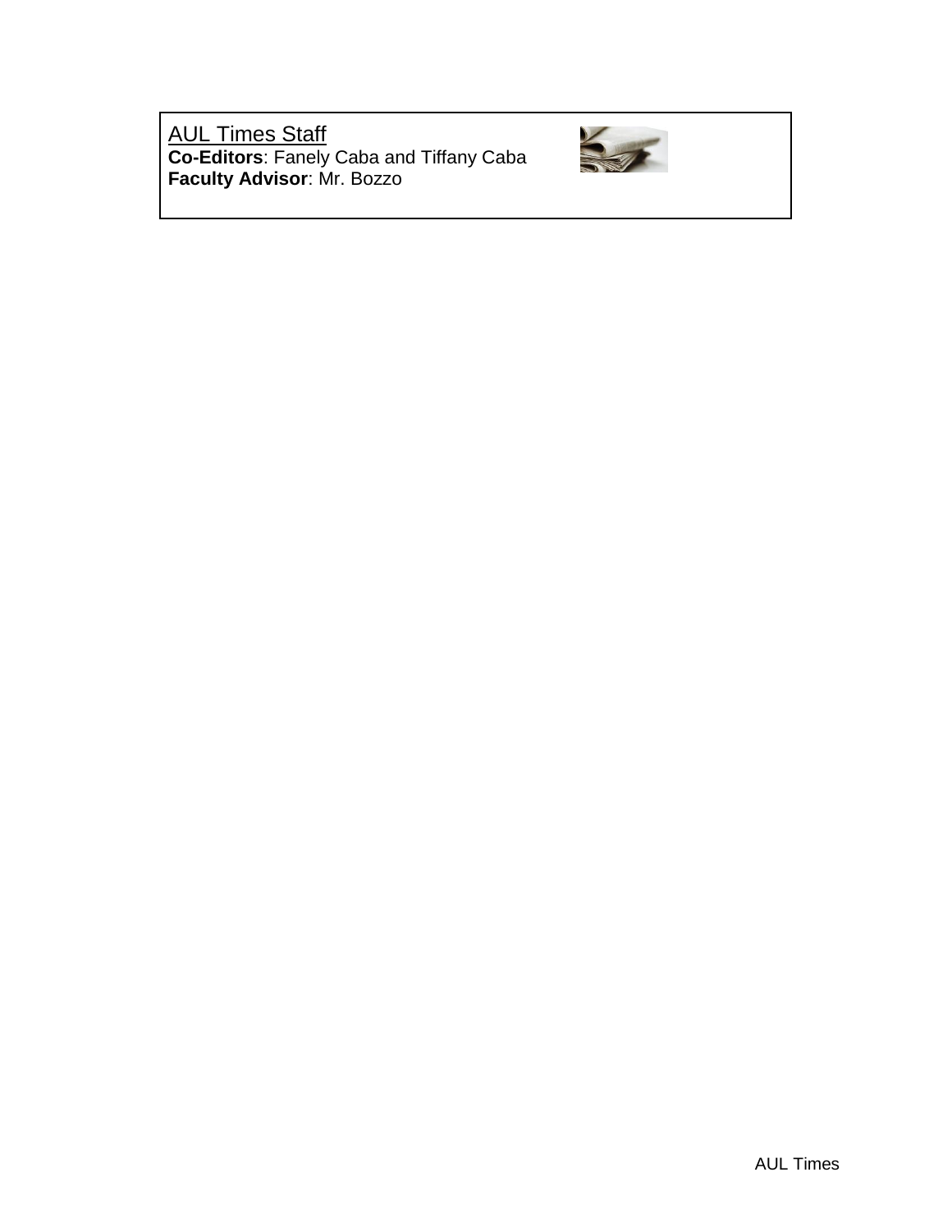AUL Times Staff

**Co-Editors**: Fanely Caba and Tiffany Caba
**Faculty Advisor**: Mr. Bozzo